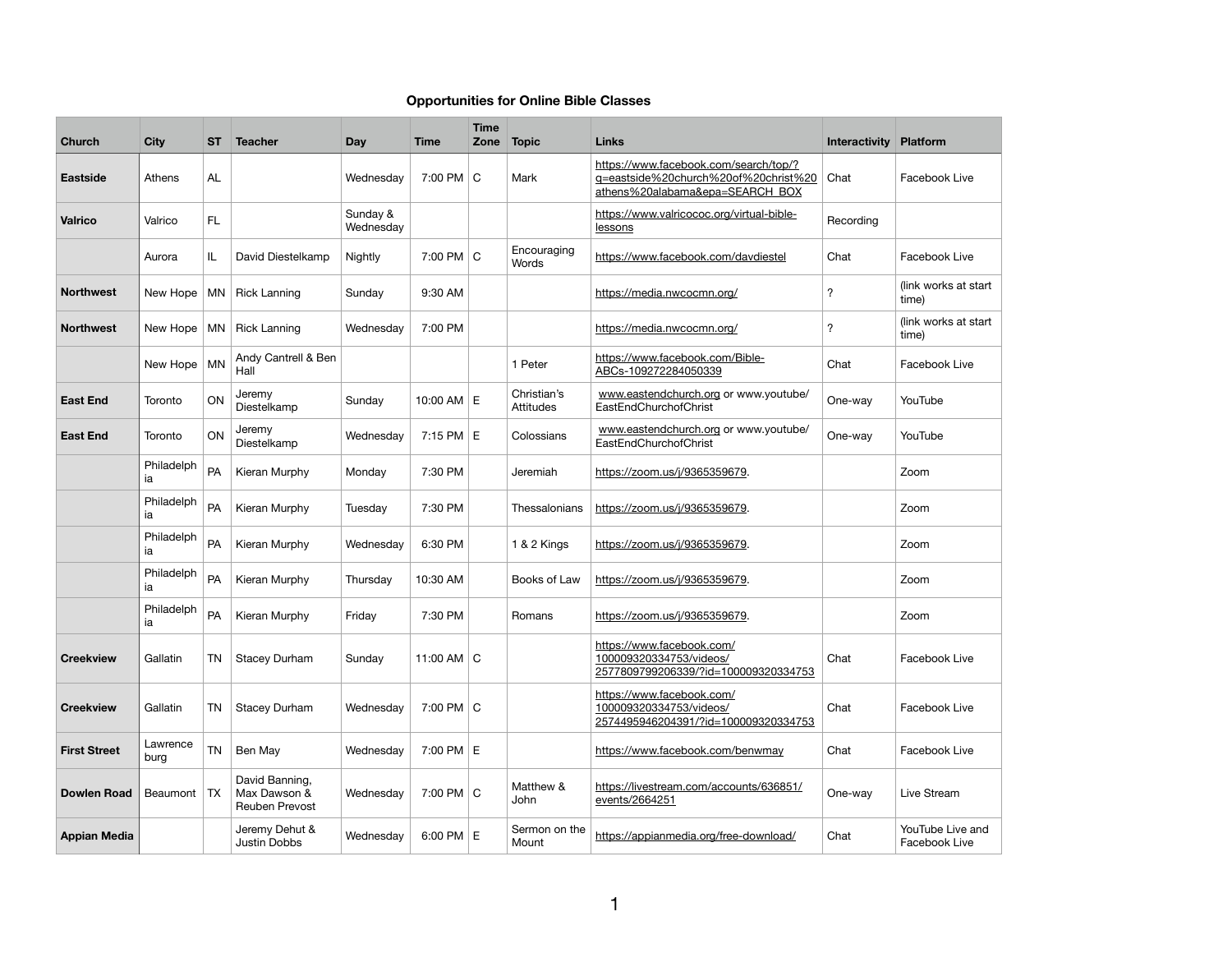# Opportunities for Online Bible Classes

| Church | City | ST | Teacher | Day | Time | Time Zone | Topic | Links | Interactivity | Platform |
|---|---|---|---|---|---|---|---|---|---|---|
| **Eastside** | Athens | AL | | Wednesday | 7:00 PM | C | Mark | https://www.facebook.com/search/top/?q=eastside%20church%20of%20christ%20athens%20alabama&epa=SEARCH_BOX | Chat | Facebook Live |
| **Valrico** | Valrico | FL | | Sunday & Wednesday | | | | https://www.valricococ.org/virtual-bible-lessons | Recording | |
| | Aurora | IL | David Diestelkamp | Nightly | 7:00 PM | C | Encouraging Words | https://www.facebook.com/davdiestel | Chat | Facebook Live |
| **Northwest** | New Hope | MN | Rick Lanning | Sunday | 9:30 AM | | | https://media.nwcocmn.org/ | ? | (link works at start time) |
| **Northwest** | New Hope | MN | Rick Lanning | Wednesday | 7:00 PM | | | https://media.nwcocmn.org/ | ? | (link works at start time) |
| | New Hope | MN | Andy Cantrell & Ben Hall | | | | 1 Peter | https://www.facebook.com/Bible-ABCs-109272284050339 | Chat | Facebook Live |
| **East End** | Toronto | ON | Jeremy Diestelkamp | Sunday | 10:00 AM | E | Christian's Attitudes | www.eastendchurch.org or www.youtube/EastEndChurchofChrist | One-way | YouTube |
| **East End** | Toronto | ON | Jeremy Diestelkamp | Wednesday | 7:15 PM | E | Colossians | www.eastendchurch.org or www.youtube/EastEndChurchofChrist | One-way | YouTube |
| | Philadelphia | PA | Kieran Murphy | Monday | 7:30 PM | | Jeremiah | https://zoom.us/j/9365359679. | | Zoom |
| | Philadelphia | PA | Kieran Murphy | Tuesday | 7:30 PM | | Thessalonians | https://zoom.us/j/9365359679. | | Zoom |
| | Philadelphia | PA | Kieran Murphy | Wednesday | 6:30 PM | | 1 & 2 Kings | https://zoom.us/j/9365359679. | | Zoom |
| | Philadelphia | PA | Kieran Murphy | Thursday | 10:30 AM | | Books of Law | https://zoom.us/j/9365359679. | | Zoom |
| | Philadelphia | PA | Kieran Murphy | Friday | 7:30 PM | | Romans | https://zoom.us/j/9365359679. | | Zoom |
| **Creekview** | Gallatin | TN | Stacey Durham | Sunday | 11:00 AM | C | | https://www.facebook.com/100009320334753/videos/2577809799206339/?id=100009320334753 | Chat | Facebook Live |
| **Creekview** | Gallatin | TN | Stacey Durham | Wednesday | 7:00 PM | C | | https://www.facebook.com/100009320334753/videos/2574495946204391/?id=100009320334753 | Chat | Facebook Live |
| **First Street** | Lawrenceburg | TN | Ben May | Wednesday | 7:00 PM | E | | https://www.facebook.com/benwmay | Chat | Facebook Live |
| **Dowlen Road** | Beaumont | TX | David Banning, Max Dawson & Reuben Prevost | Wednesday | 7:00 PM | C | Matthew & John | https://livestream.com/accounts/636851/events/2664251 | One-way | Live Stream |
| **Appian Media** | | | Jeremy Dehut & Justin Dobbs | Wednesday | 6:00 PM | E | Sermon on the Mount | https://appianmedia.org/free-download/ | Chat | YouTube Live and Facebook Live |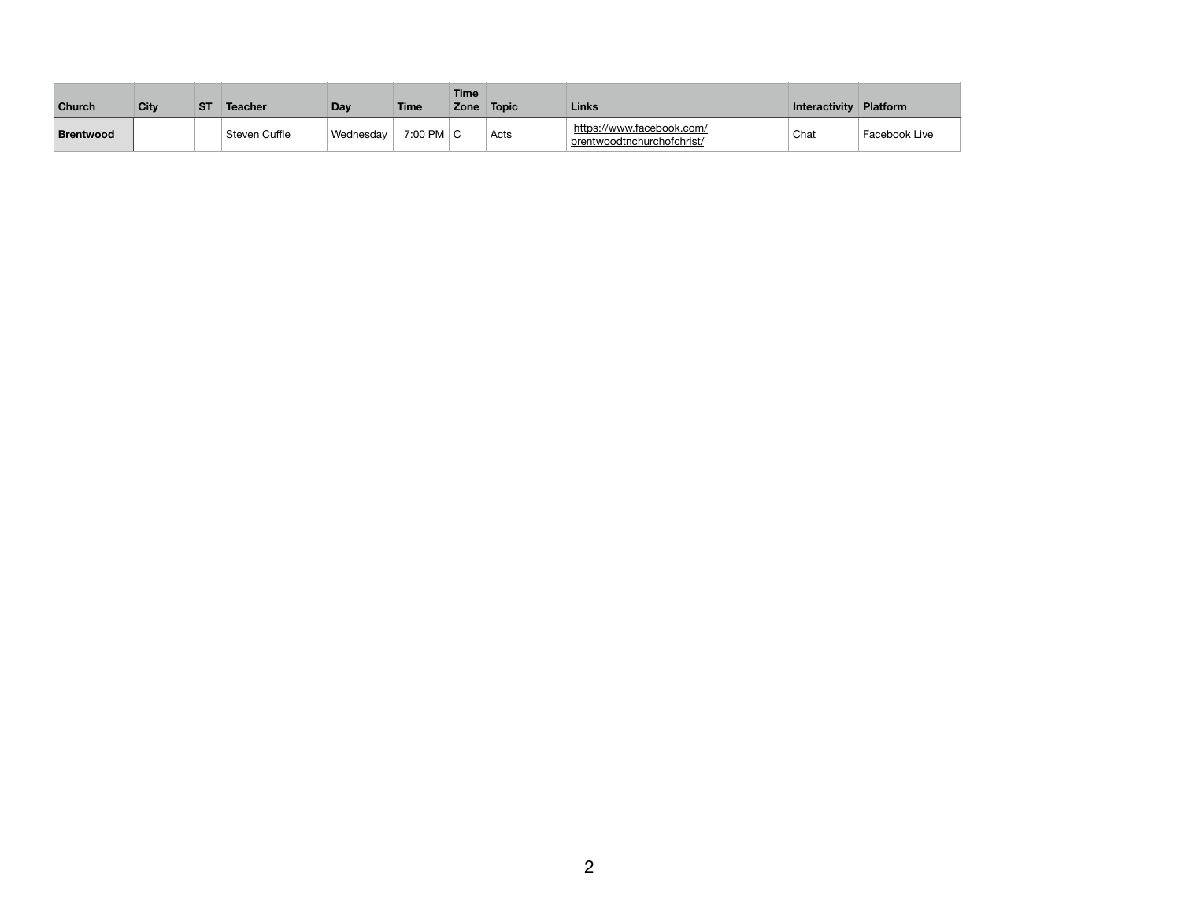| Church | City | ST | Teacher | Day | Time | Time Zone | Topic | Links | Interactivity | Platform |
|---|---|---|---|---|---|---|---|---|---|---|
| **Brentwood** | | | Steven Cuffle | Wednesday | 7:00 PM | C | Acts | https://www.facebook.com/brentwoodtnchurchofchrist/ | Chat | Facebook Live |